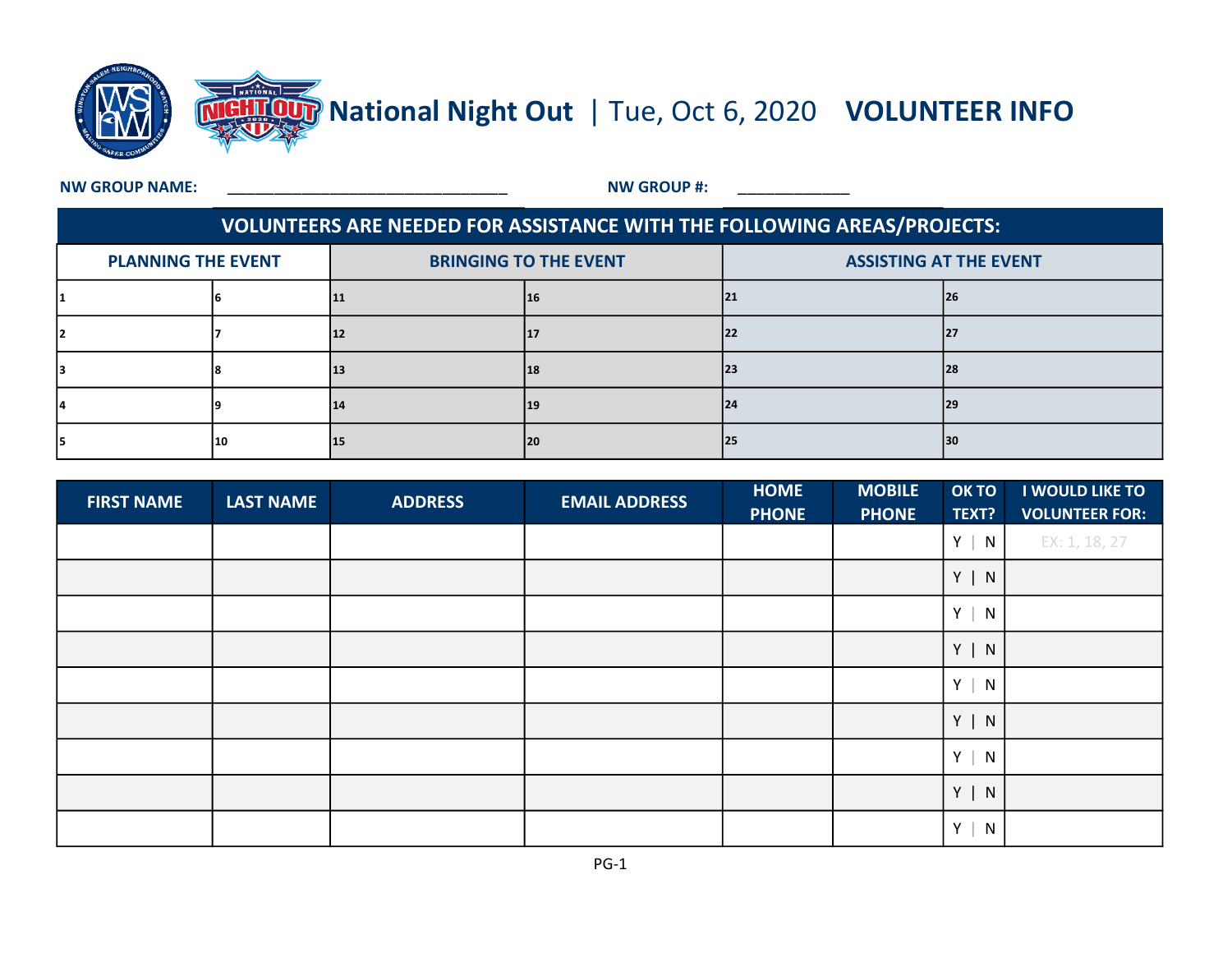# National Night Out | Tue, Oct 6, 2020 VOLUNTEER INFO

**NW GROUP NAME:** ________________________________ **NW GROUP #:** _____________

| VOLUNTEERS ARE NEEDED FOR ASSISTANCE WITH THE FOLLOWING AREAS/PROJECTS: | | | | | |
|---|---|---|---|---|---|
| PLANNING THE EVENT | | BRINGING TO THE EVENT | | ASSISTING AT THE EVENT | |
| 1 | 6 | 11 | 16 | 21 | 26 |
| 2 | 7 | 12 | 17 | 22 | 27 |
| 3 | 8 | 13 | 18 | 23 | 28 |
| 4 | 9 | 14 | 19 | 24 | 29 |
| 5 | 10 | 15 | 20 | 25 | 30 |

| FIRST NAME | LAST NAME | ADDRESS | EMAIL ADDRESS | HOME PHONE | MOBILE PHONE | OK TO TEXT? | I WOULD LIKE TO VOLUNTEER FOR: |
|---|---|---|---|---|---|---|---|
| | | | | | | Y \| N | EX: 1, 18, 27 |
| | | | | | | Y \| N | |
| | | | | | | Y \| N | |
| | | | | | | Y \| N | |
| | | | | | | Y \| N | |
| | | | | | | Y \| N | |
| | | | | | | Y \| N | |
| | | | | | | Y \| N | |
| | | | | | | Y \| N | |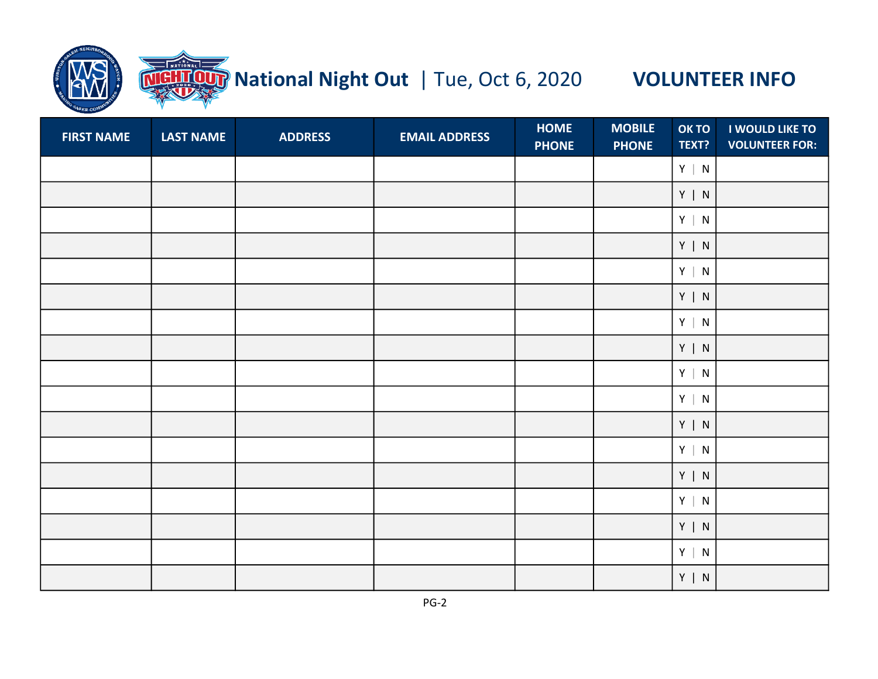# National Night Out | Tue, Oct 6, 2020 VOLUNTEER INFO

| FIRST NAME | LAST NAME | ADDRESS | EMAIL ADDRESS | HOME PHONE | MOBILE PHONE | OK TO TEXT? | I WOULD LIKE TO VOLUNTEER FOR: |
|---|---|---|---|---|---|---|---|
| | | | | | | Y \| N | |
| | | | | | | Y \| N | |
| | | | | | | Y \| N | |
| | | | | | | Y \| N | |
| | | | | | | Y \| N | |
| | | | | | | Y \| N | |
| | | | | | | Y \| N | |
| | | | | | | Y \| N | |
| | | | | | | Y \| N | |
| | | | | | | Y \| N | |
| | | | | | | Y \| N | |
| | | | | | | Y \| N | |
| | | | | | | Y \| N | |
| | | | | | | Y \| N | |
| | | | | | | Y \| N | |
| | | | | | | Y \| N | |
| | | | | | | Y \| N | |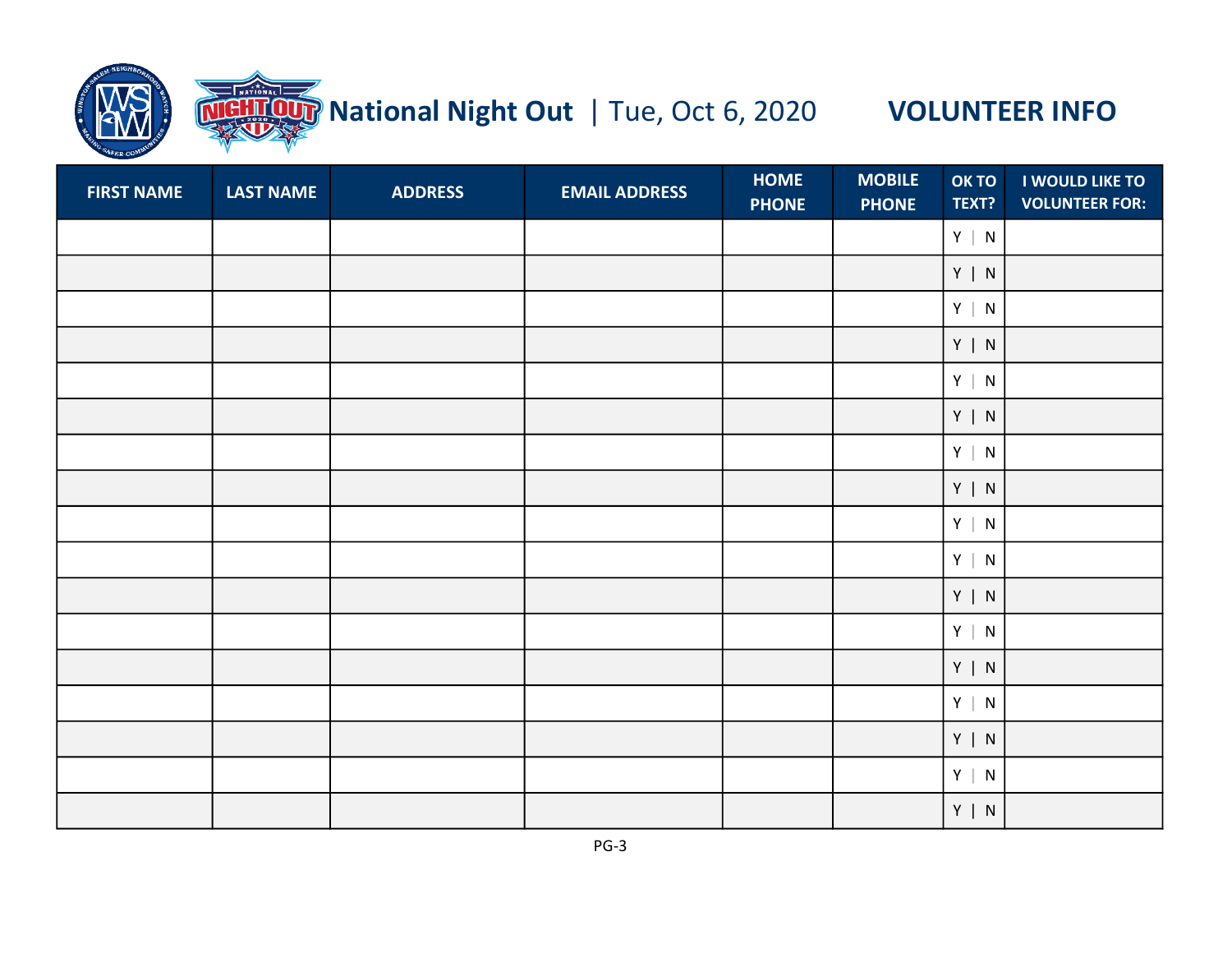# National Night Out | Tue, Oct 6, 2020 VOLUNTEER INFO

| FIRST NAME | LAST NAME | ADDRESS | EMAIL ADDRESS | HOME PHONE | MOBILE PHONE | OK TO TEXT? | I WOULD LIKE TO VOLUNTEER FOR: |
|---|---|---|---|---|---|---|---|
| | | | | | | Y \| N | |
| | | | | | | Y \| N | |
| | | | | | | Y \| N | |
| | | | | | | Y \| N | |
| | | | | | | Y \| N | |
| | | | | | | Y \| N | |
| | | | | | | Y \| N | |
| | | | | | | Y \| N | |
| | | | | | | Y \| N | |
| | | | | | | Y \| N | |
| | | | | | | Y \| N | |
| | | | | | | Y \| N | |
| | | | | | | Y \| N | |
| | | | | | | Y \| N | |
| | | | | | | Y \| N | |
| | | | | | | Y \| N | |
| | | | | | | Y \| N | |